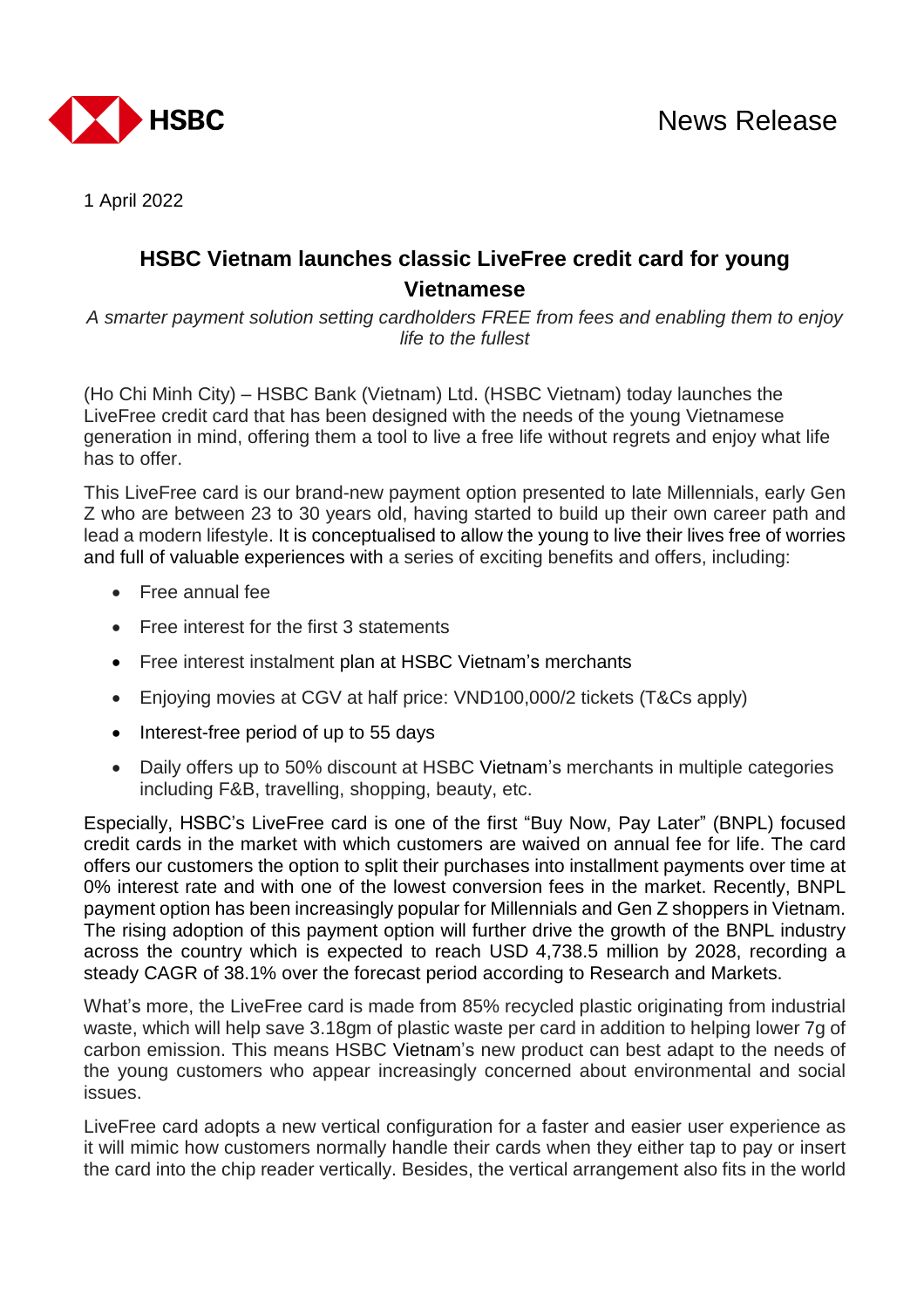HSBC

News Release

1 April 2022

## HSBC Vietnam launches classic LiveFree credit card for young Vietnamese

*A smarter payment solution setting cardholders FREE from fees and enabling them to enjoy life to the fullest*

(Ho Chi Minh City) – HSBC Bank (Vietnam) Ltd. (HSBC Vietnam) today launches the LiveFree credit card that has been designed with the needs of the young Vietnamese generation in mind, offering them a tool to live a free life without regrets and enjoy what life has to offer.

This LiveFree card is our brand-new payment option presented to late Millennials, early Gen Z who are between 23 to 30 years old, having started to build up their own career path and lead a modern lifestyle. It is conceptualised to allow the young to live their lives free of worries and full of valuable experiences with a series of exciting benefits and offers, including:

- Free annual fee
- Free interest for the first 3 statements
- Free interest instalment plan at HSBC Vietnam's merchants
- Enjoying movies at CGV at half price: VND100,000/2 tickets (T&Cs apply)
- Interest-free period of up to 55 days
- Daily offers up to 50% discount at HSBC Vietnam's merchants in multiple categories including F&B, travelling, shopping, beauty, etc.

Especially, HSBC's LiveFree card is one of the first "Buy Now, Pay Later" (BNPL) focused credit cards in the market with which customers are waived on annual fee for life. The card offers our customers the option to split their purchases into installment payments over time at 0% interest rate and with one of the lowest conversion fees in the market. Recently, BNPL payment option has been increasingly popular for Millennials and Gen Z shoppers in Vietnam. The rising adoption of this payment option will further drive the growth of the BNPL industry across the country which is expected to reach USD 4,738.5 million by 2028, recording a steady CAGR of 38.1% over the forecast period according to Research and Markets.

What's more, the LiveFree card is made from 85% recycled plastic originating from industrial waste, which will help save 3.18gm of plastic waste per card in addition to helping lower 7g of carbon emission. This means HSBC Vietnam's new product can best adapt to the needs of the young customers who appear increasingly concerned about environmental and social issues.

LiveFree card adopts a new vertical configuration for a faster and easier user experience as it will mimic how customers normally handle their cards when they either tap to pay or insert the card into the chip reader vertically. Besides, the vertical arrangement also fits in the world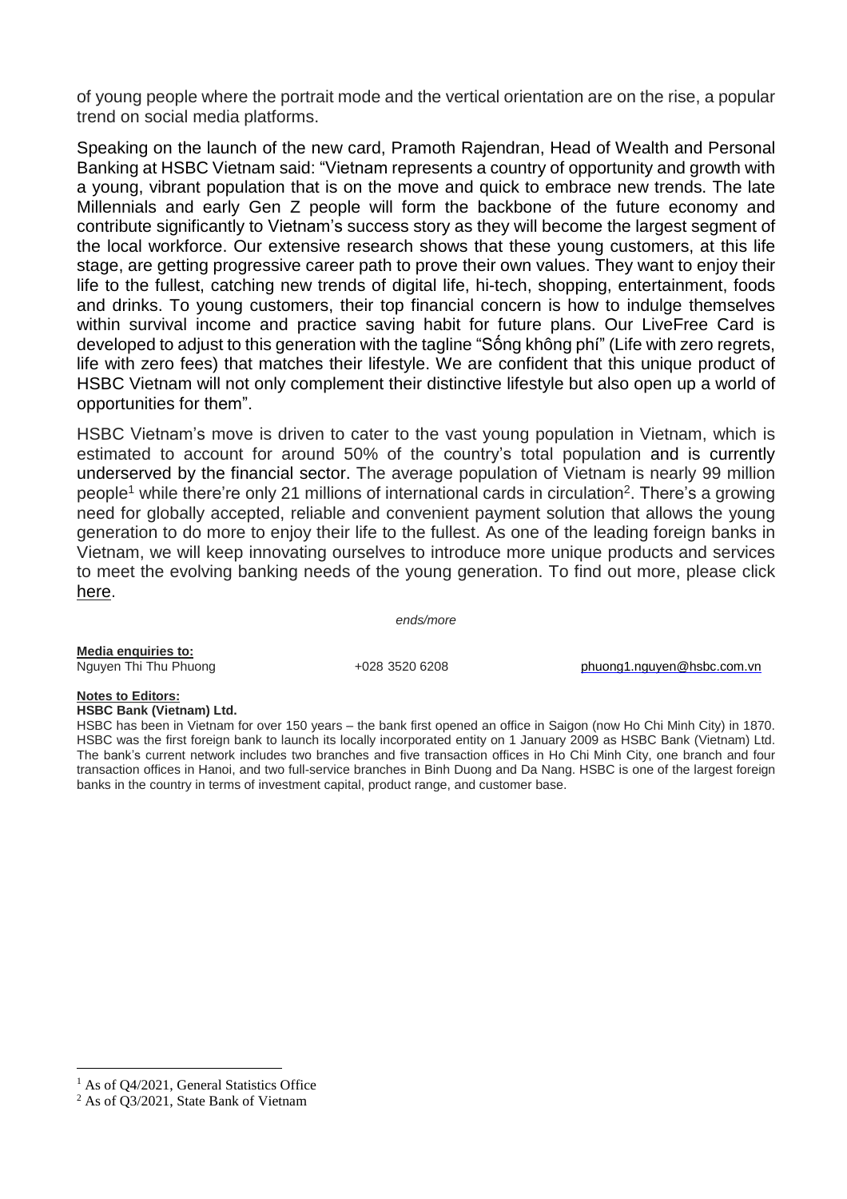of young people where the portrait mode and the vertical orientation are on the rise, a popular trend on social media platforms.

Speaking on the launch of the new card, Pramoth Rajendran, Head of Wealth and Personal Banking at HSBC Vietnam said: "Vietnam represents a country of opportunity and growth with a young, vibrant population that is on the move and quick to embrace new trends. The late Millennials and early Gen Z people will form the backbone of the future economy and contribute significantly to Vietnam's success story as they will become the largest segment of the local workforce. Our extensive research shows that these young customers, at this life stage, are getting progressive career path to prove their own values. They want to enjoy their life to the fullest, catching new trends of digital life, hi-tech, shopping, entertainment, foods and drinks. To young customers, their top financial concern is how to indulge themselves within survival income and practice saving habit for future plans. Our LiveFree Card is developed to adjust to this generation with the tagline "Sống không phí" (Life with zero regrets, life with zero fees) that matches their lifestyle. We are confident that this unique product of HSBC Vietnam will not only complement their distinctive lifestyle but also open up a world of opportunities for them".

HSBC Vietnam's move is driven to cater to the vast young population in Vietnam, which is estimated to account for around 50% of the country's total population and is currently underserved by the financial sector. The average population of Vietnam is nearly 99 million people[1] while there're only 21 millions of international cards in circulation[2]. There's a growing need for globally accepted, reliable and convenient payment solution that allows the young generation to do more to enjoy their life to the fullest. As one of the leading foreign banks in Vietnam, we will keep innovating ourselves to introduce more unique products and services to meet the evolving banking needs of the young generation. To find out more, please click here.

*ends/more*

**Media enquiries to:**
Nguyen Thi Thu Phuong +028 3520 6208 phuong1.nguyen@hsbc.com.vn

**Notes to Editors:**
**HSBC Bank (Vietnam) Ltd.**
HSBC has been in Vietnam for over 150 years – the bank first opened an office in Saigon (now Ho Chi Minh City) in 1870. HSBC was the first foreign bank to launch its locally incorporated entity on 1 January 2009 as HSBC Bank (Vietnam) Ltd. The bank's current network includes two branches and five transaction offices in Ho Chi Minh City, one branch and four transaction offices in Hanoi, and two full-service branches in Binh Duong and Da Nang. HSBC is one of the largest foreign banks in the country in terms of investment capital, product range, and customer base.

[1] As of Q4/2021, General Statistics Office
[2] As of Q3/2021, State Bank of Vietnam